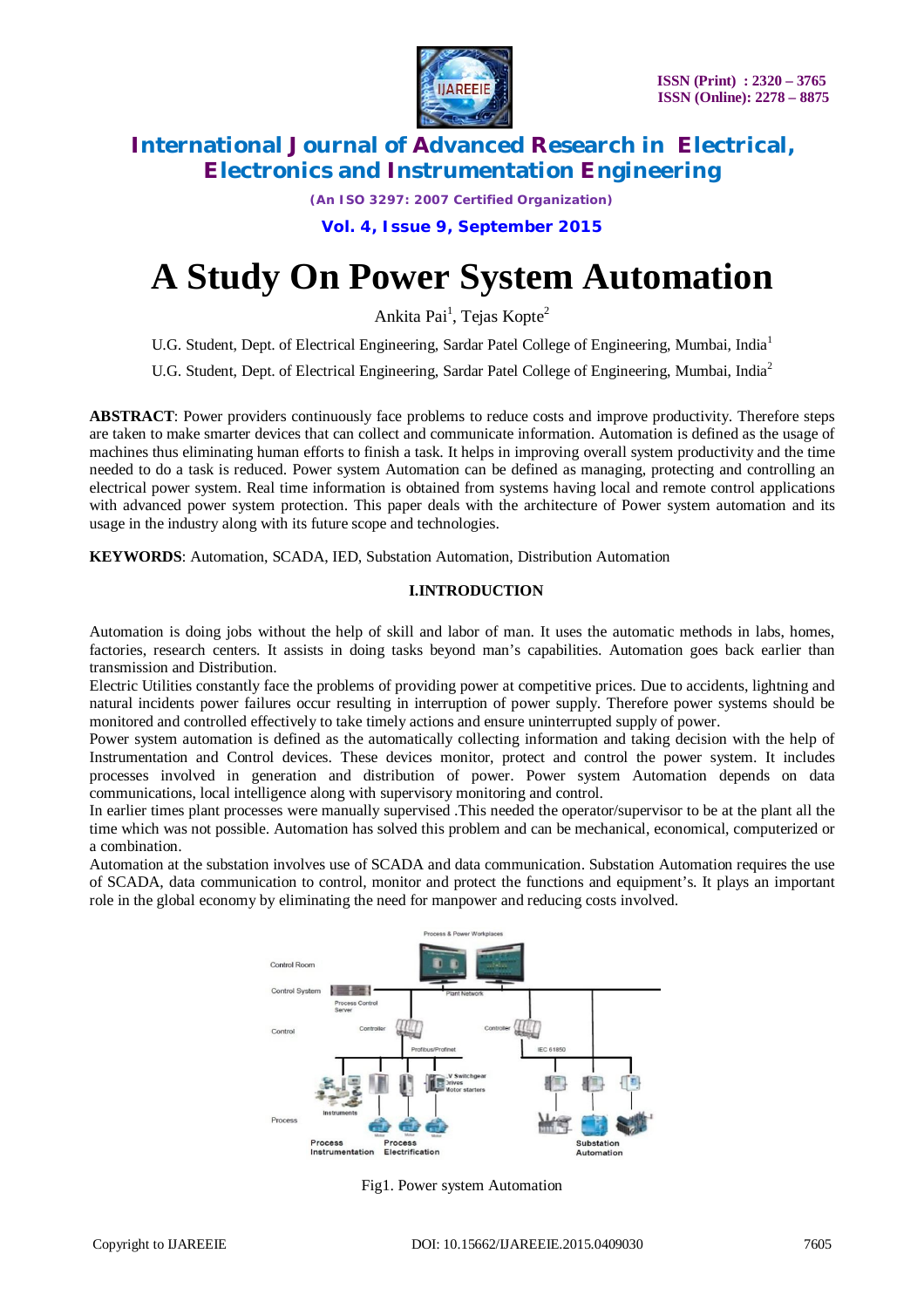# A Study On Power System Automation

Ankita Pai[1], Tejas Kopte[2]

U.G. Student, Dept. of Electrical Engineering, Sardar Patel College of Engineering, Mumbai, India[1]

U.G. Student, Dept. of Electrical Engineering, Sardar Patel College of Engineering, Mumbai, India[2]

**ABSTRACT**: Power providers continuously face problems to reduce costs and improve productivity. Therefore steps are taken to make smarter devices that can collect and communicate information. Automation is defined as the usage of machines thus eliminating human efforts to finish a task. It helps in improving overall system productivity and the time needed to do a task is reduced. Power system Automation can be defined as managing, protecting and controlling an electrical power system. Real time information is obtained from systems having local and remote control applications with advanced power system protection. This paper deals with the architecture of Power system automation and its usage in the industry along with its future scope and technologies.

**KEYWORDS**: Automation, SCADA, IED, Substation Automation, Distribution Automation

## I.INTRODUCTION

Automation is doing jobs without the help of skill and labor of man. It uses the automatic methods in labs, homes, factories, research centers. It assists in doing tasks beyond man's capabilities. Automation goes back earlier than transmission and Distribution.

Electric Utilities constantly face the problems of providing power at competitive prices. Due to accidents, lightning and natural incidents power failures occur resulting in interruption of power supply. Therefore power systems should be monitored and controlled effectively to take timely actions and ensure uninterrupted supply of power.

Power system automation is defined as the automatically collecting information and taking decision with the help of Instrumentation and Control devices. These devices monitor, protect and control the power system. It includes processes involved in generation and distribution of power. Power system Automation depends on data communications, local intelligence along with supervisory monitoring and control.

In earlier times plant processes were manually supervised .This needed the operator/supervisor to be at the plant all the time which was not possible. Automation has solved this problem and can be mechanical, economical, computerized or a combination.

Automation at the substation involves use of SCADA and data communication. Substation Automation requires the use of SCADA, data communication to control, monitor and protect the functions and equipment's. It plays an important role in the global economy by eliminating the need for manpower and reducing costs involved.

Fig1. Power system Automation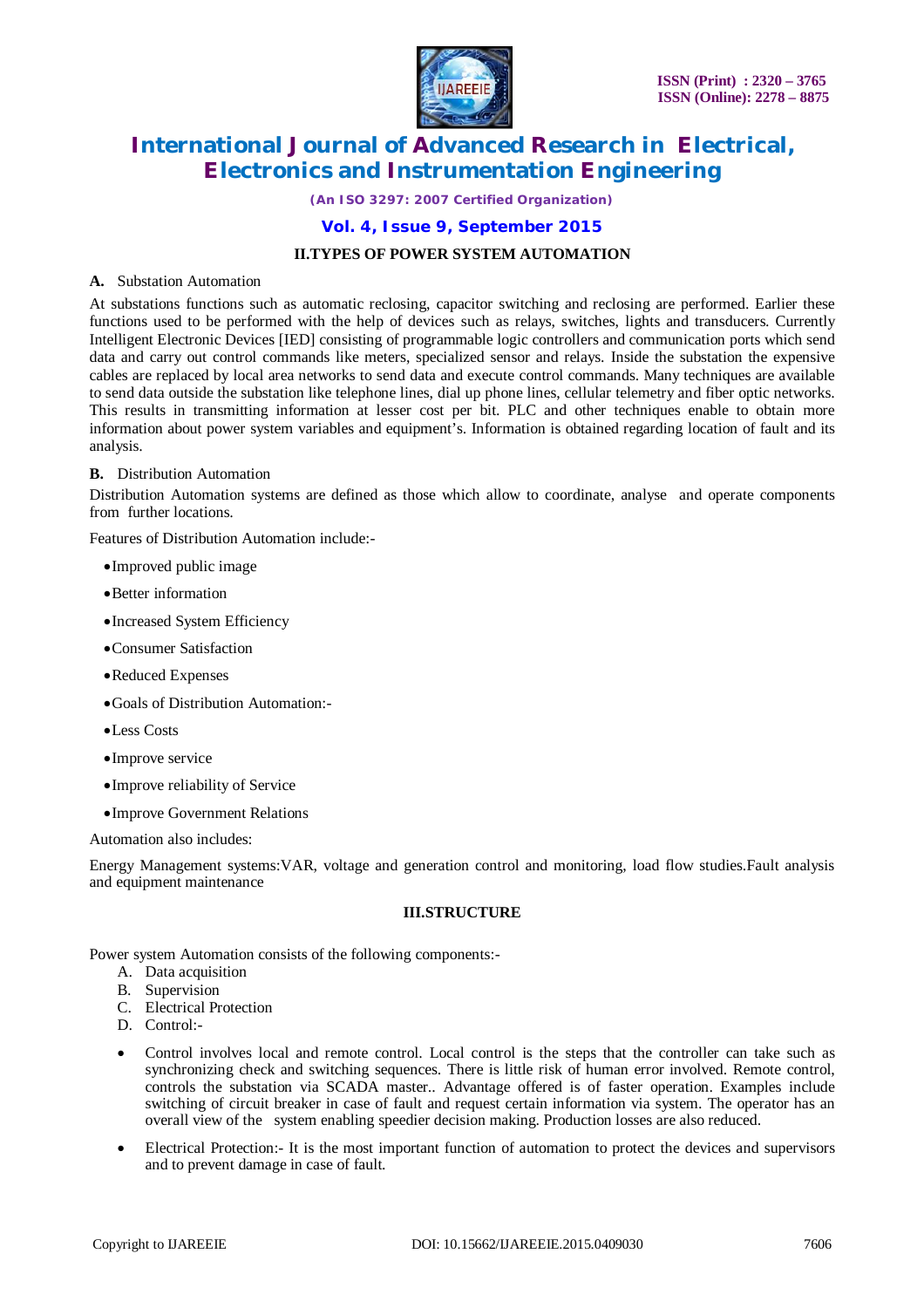## II.TYPES OF POWER SYSTEM AUTOMATION

**A.** Substation Automation

At substations functions such as automatic reclosing, capacitor switching and reclosing are performed. Earlier these functions used to be performed with the help of devices such as relays, switches, lights and transducers. Currently Intelligent Electronic Devices [IED] consisting of programmable logic controllers and communication ports which send data and carry out control commands like meters, specialized sensor and relays. Inside the substation the expensive cables are replaced by local area networks to send data and execute control commands. Many techniques are available to send data outside the substation like telephone lines, dial up phone lines, cellular telemetry and fiber optic networks. This results in transmitting information at lesser cost per bit. PLC and other techniques enable to obtain more information about power system variables and equipment's. Information is obtained regarding location of fault and its analysis.

**B.** Distribution Automation

Distribution Automation systems are defined as those which allow to coordinate, analyse and operate components from further locations.

Features of Distribution Automation include:-

- Improved public image
- Better information
- Increased System Efficiency
- Consumer Satisfaction
- Reduced Expenses
- Goals of Distribution Automation:-
- Less Costs
- Improve service
- Improve reliability of Service
- Improve Government Relations

Automation also includes:

Energy Management systems:VAR, voltage and generation control and monitoring, load flow studies.Fault analysis and equipment maintenance

## III.STRUCTURE

Power system Automation consists of the following components:-

A. Data acquisition
B. Supervision
C. Electrical Protection
D. Control:-

- Control involves local and remote control. Local control is the steps that the controller can take such as synchronizing check and switching sequences. There is little risk of human error involved. Remote control, controls the substation via SCADA master.. Advantage offered is of faster operation. Examples include switching of circuit breaker in case of fault and request certain information via system. The operator has an overall view of the system enabling speedier decision making. Production losses are also reduced.
- Electrical Protection:- It is the most important function of automation to protect the devices and supervisors and to prevent damage in case of fault.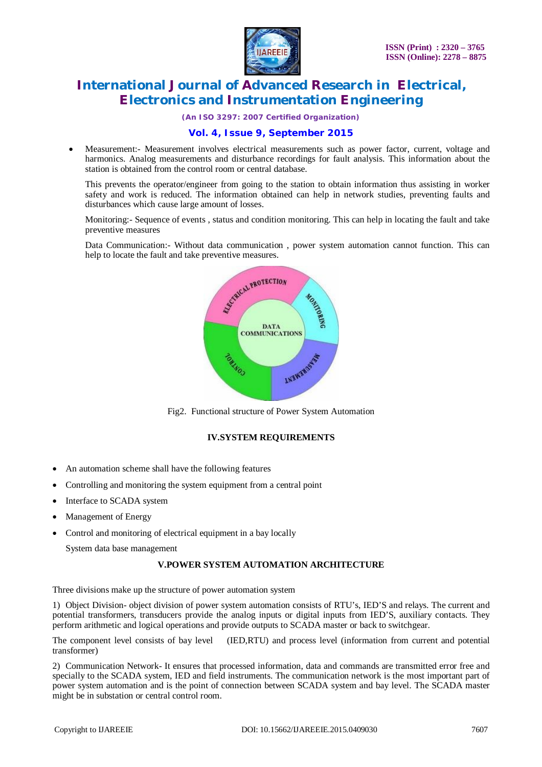- Measurement:- Measurement involves electrical measurements such as power factor, current, voltage and harmonics. Analog measurements and disturbance recordings for fault analysis. This information about the station is obtained from the control room or central database.

  This prevents the operator/engineer from going to the station to obtain information thus assisting in worker safety and work is reduced. The information obtained can help in network studies, preventing faults and disturbances which cause large amount of losses.

  Monitoring:- Sequence of events , status and condition monitoring. This can help in locating the fault and take preventive measures

  Data Communication:- Without data communication , power system automation cannot function. This can help to locate the fault and take preventive measures.

Fig2. Functional structure of Power System Automation

## IV.SYSTEM REQUIREMENTS

- An automation scheme shall have the following features
- Controlling and monitoring the system equipment from a central point
- Interface to SCADA system
- Management of Energy
- Control and monitoring of electrical equipment in a bay locally

  System data base management

## V.POWER SYSTEM AUTOMATION ARCHITECTURE

Three divisions make up the structure of power automation system

1) Object Division- object division of power system automation consists of RTU's, IED'S and relays. The current and potential transformers, transducers provide the analog inputs or digital inputs from IED'S, auxiliary contacts. They perform arithmetic and logical operations and provide outputs to SCADA master or back to switchgear.

The component level consists of bay level (IED,RTU) and process level (information from current and potential transformer)

2) Communication Network- It ensures that processed information, data and commands are transmitted error free and specially to the SCADA system, IED and field instruments. The communication network is the most important part of power system automation and is the point of connection between SCADA system and bay level. The SCADA master might be in substation or central control room.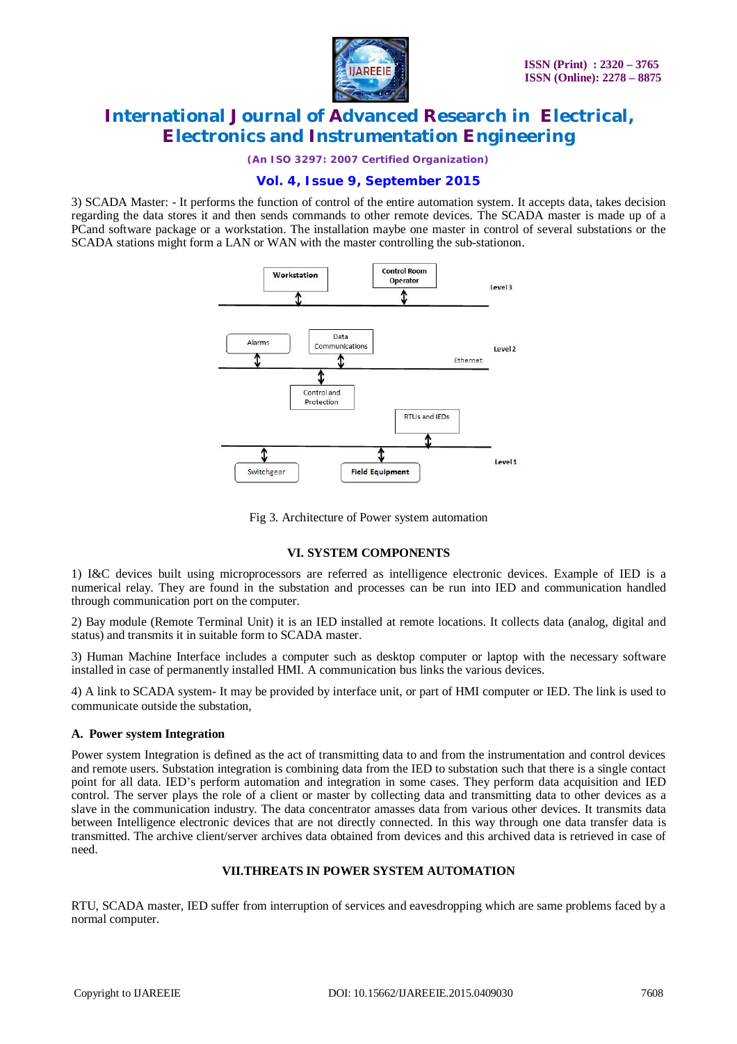3) SCADA Master: - It performs the function of control of the entire automation system. It accepts data, takes decision regarding the data stores it and then sends commands to other remote devices. The SCADA master is made up of a PCand software package or a workstation. The installation maybe one master in control of several substations or the SCADA stations might form a LAN or WAN with the master controlling the sub-stationon.

Fig 3. Architecture of Power system automation

## VI. SYSTEM COMPONENTS

1) I&C devices built using microprocessors are referred as intelligence electronic devices. Example of IED is a numerical relay. They are found in the substation and processes can be run into IED and communication handled through communication port on the computer.

2) Bay module (Remote Terminal Unit) it is an IED installed at remote locations. It collects data (analog, digital and status) and transmits it in suitable form to SCADA master.

3) Human Machine Interface includes a computer such as desktop computer or laptop with the necessary software installed in case of permanently installed HMI. A communication bus links the various devices.

4) A link to SCADA system- It may be provided by interface unit, or part of HMI computer or IED. The link is used to communicate outside the substation,

### A. Power system Integration

Power system Integration is defined as the act of transmitting data to and from the instrumentation and control devices and remote users. Substation integration is combining data from the IED to substation such that there is a single contact point for all data. IED's perform automation and integration in some cases. They perform data acquisition and IED control. The server plays the role of a client or master by collecting data and transmitting data to other devices as a slave in the communication industry. The data concentrator amasses data from various other devices. It transmits data between Intelligence electronic devices that are not directly connected. In this way through one data transfer data is transmitted. The archive client/server archives data obtained from devices and this archived data is retrieved in case of need.

## VII.THREATS IN POWER SYSTEM AUTOMATION

RTU, SCADA master, IED suffer from interruption of services and eavesdropping which are same problems faced by a normal computer.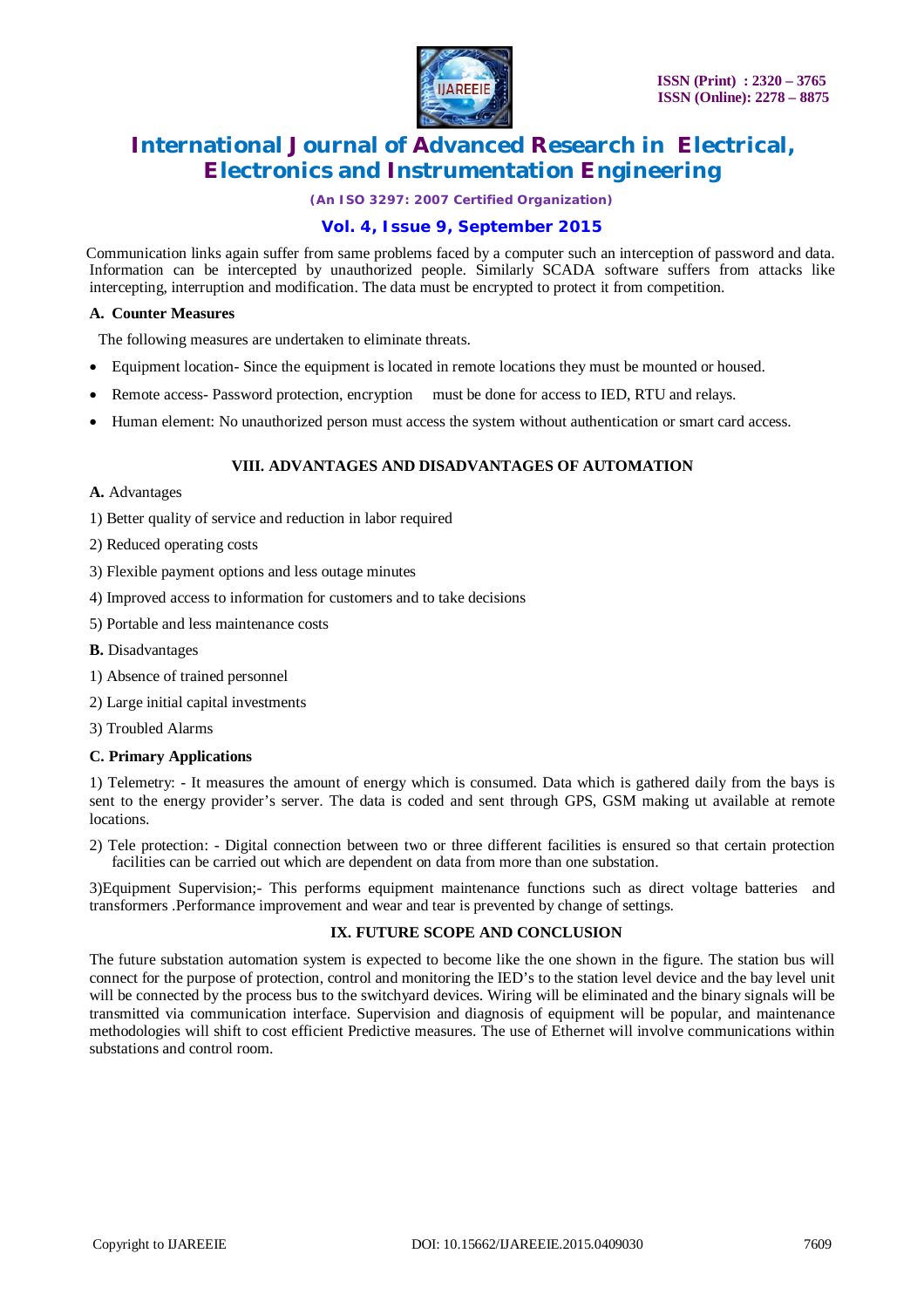Communication links again suffer from same problems faced by a computer such an interception of password and data. Information can be intercepted by unauthorized people. Similarly SCADA software suffers from attacks like intercepting, interruption and modification. The data must be encrypted to protect it from competition.

### A. Counter Measures

The following measures are undertaken to eliminate threats.

- Equipment location- Since the equipment is located in remote locations they must be mounted or housed.
- Remote access- Password protection, encryption must be done for access to IED, RTU and relays.
- Human element: No unauthorized person must access the system without authentication or smart card access.

## VIII. ADVANTAGES AND DISADVANTAGES OF AUTOMATION

**A.** Advantages

1) Better quality of service and reduction in labor required

2) Reduced operating costs

3) Flexible payment options and less outage minutes

4) Improved access to information for customers and to take decisions

5) Portable and less maintenance costs

**B.** Disadvantages

1) Absence of trained personnel

2) Large initial capital investments

3) Troubled Alarms

### C. Primary Applications

1) Telemetry: - It measures the amount of energy which is consumed. Data which is gathered daily from the bays is sent to the energy provider's server. The data is coded and sent through GPS, GSM making ut available at remote locations.

2) Tele protection: - Digital connection between two or three different facilities is ensured so that certain protection facilities can be carried out which are dependent on data from more than one substation.

3)Equipment Supervision;- This performs equipment maintenance functions such as direct voltage batteries and transformers .Performance improvement and wear and tear is prevented by change of settings.

## IX. FUTURE SCOPE AND CONCLUSION

The future substation automation system is expected to become like the one shown in the figure. The station bus will connect for the purpose of protection, control and monitoring the IED's to the station level device and the bay level unit will be connected by the process bus to the switchyard devices. Wiring will be eliminated and the binary signals will be transmitted via communication interface. Supervision and diagnosis of equipment will be popular, and maintenance methodologies will shift to cost efficient Predictive measures. The use of Ethernet will involve communications within substations and control room.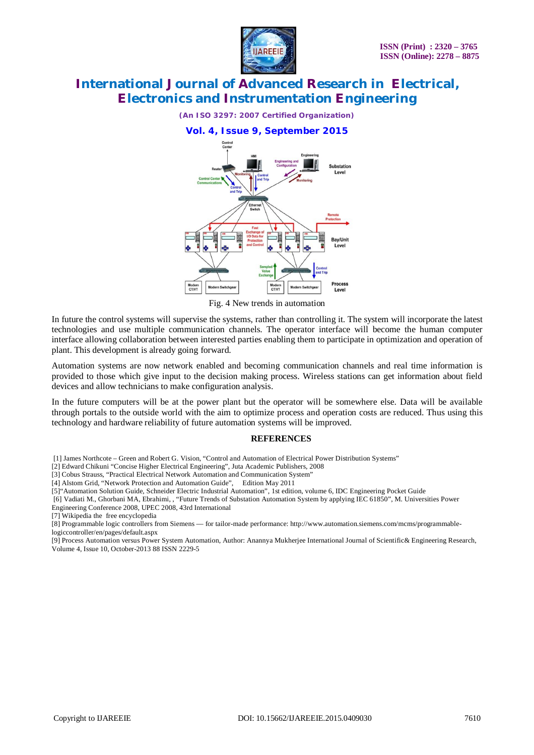Control Center

HMI

Engineering

Router

Engineering and Configuration

Substation Level

Monitoring

Control and Trip

Control Center Communications

Control and Trip

Monitoring

Ethernet Switch

Remote Protection

Fast Exchange of I/O Data for Protection and Control

Bay/Unit Level

Sampled Value Exchange

Control and Trip

Modern CT/VT

Modern Switchgear

Modern CT/VT

Modern Switchgear

Process Level

Fig. 4 New trends in automation

In future the control systems will supervise the systems, rather than controlling it. The system will incorporate the latest technologies and use multiple communication channels. The operator interface will become the human computer interface allowing collaboration between interested parties enabling them to participate in optimization and operation of plant. This development is already going forward.

Automation systems are now network enabled and becoming communication channels and real time information is provided to those which give input to the decision making process. Wireless stations can get information about field devices and allow technicians to make configuration analysis.

In the future computers will be at the power plant but the operator will be somewhere else. Data will be available through portals to the outside world with the aim to optimize process and operation costs are reduced. Thus using this technology and hardware reliability of future automation systems will be improved.

## REFERENCES

[1] James Northcote – Green and Robert G. Vision, "Control and Automation of Electrical Power Distribution Systems"

[2] Edward Chikuni "Concise Higher Electrical Engineering", Juta Academic Publishers, 2008

[3] Cobus Strauss, "Practical Electrical Network Automation and Communication System"

[4] Alstom Grid, "Network Protection and Automation Guide", Edition May 2011

[5]"Automation Solution Guide, Schneider Electric Industrial Automation", 1st edition, volume 6, IDC Engineering Pocket Guide

[6] Vadiati M., Ghorbani MA, Ebrahimi, , "Future Trends of Substation Automation System by applying IEC 61850", M. Universities Power Engineering Conference 2008, UPEC 2008, 43rd International

[7] Wikipedia the free encyclopedia

[8] Programmable logic controllers from Siemens — for tailor-made performance: http://www.automation.siemens.com/mcms/programmable-logiccontroller/en/pages/default.aspx

[9] Process Automation versus Power System Automation, Author: Anannya Mukherjee International Journal of Scientific& Engineering Research, Volume 4, Issue 10, October-2013 88 ISSN 2229-5